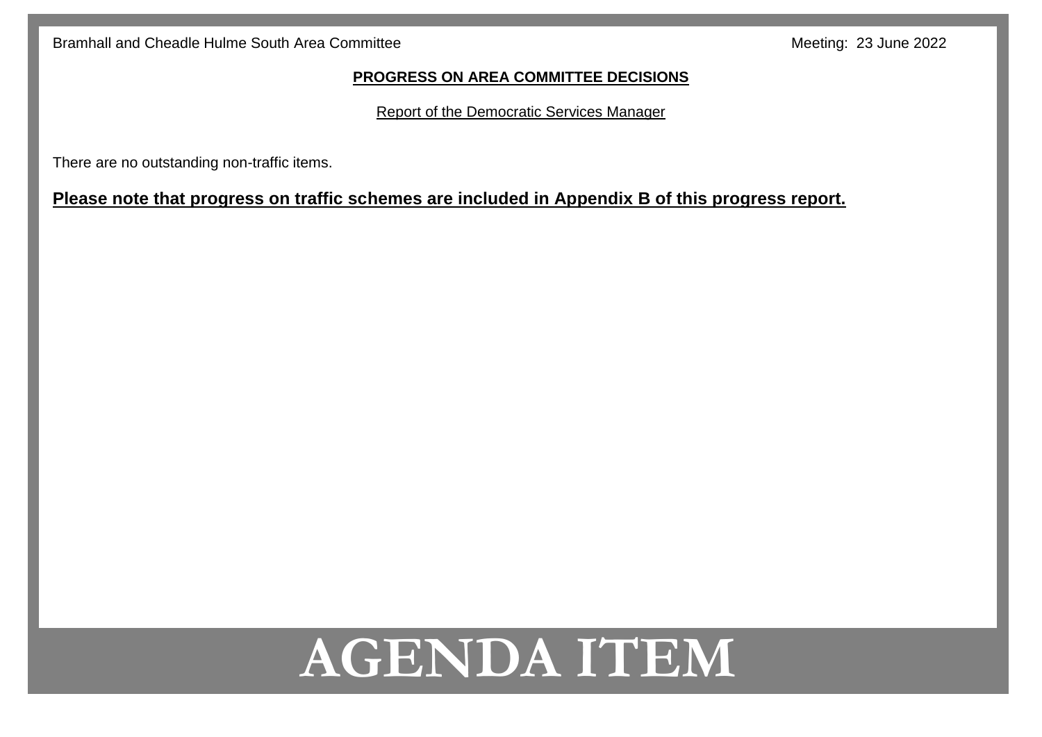Bramhall and Cheadle Hulme South Area Committee Meeting: 23 June 2022

**PROGRESS ON AREA COMMITTEE DECISIONS**

Report of the Democratic Services Manager

There are no outstanding non-traffic items.

**Please note that progress on traffic schemes are included in Appendix B of this progress report.**

AGENDA ITEM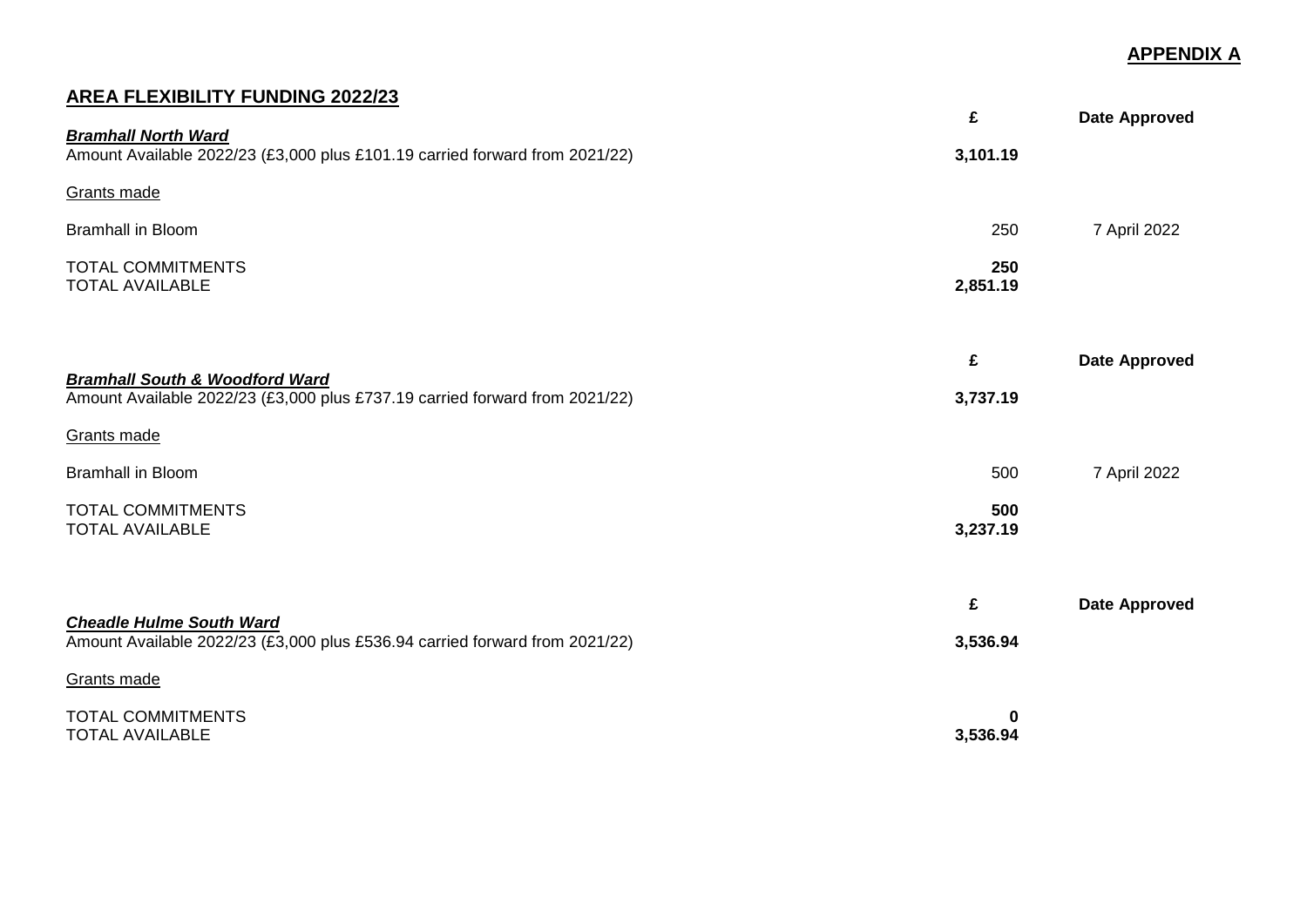**APPENDIX A**

## AREA FLEXIBILITY FUNDING 2022/23

| ***Bramhall North Ward*** | **£** | **Date Approved** |
|---|---|---|
| Amount Available 2022/23 (£3,000 plus £101.19 carried forward from 2021/22) | **3,101.19** | |
| Grants made | | |
| Bramhall in Bloom | 250 | 7 April 2022 |
| TOTAL COMMITMENTS | **250** | |
| TOTAL AVAILABLE | **2,851.19** | |

| ***Bramhall South & Woodford Ward*** | **£** | **Date Approved** |
|---|---|---|
| Amount Available 2022/23 (£3,000 plus £737.19 carried forward from 2021/22) | **3,737.19** | |
| Grants made | | |
| Bramhall in Bloom | 500 | 7 April 2022 |
| TOTAL COMMITMENTS | **500** | |
| TOTAL AVAILABLE | **3,237.19** | |

| ***Cheadle Hulme South Ward*** | **£** | **Date Approved** |
|---|---|---|
| Amount Available 2022/23 (£3,000 plus £536.94 carried forward from 2021/22) | **3,536.94** | |
| Grants made | | |
| TOTAL COMMITMENTS | **0** | |
| TOTAL AVAILABLE | **3,536.94** | |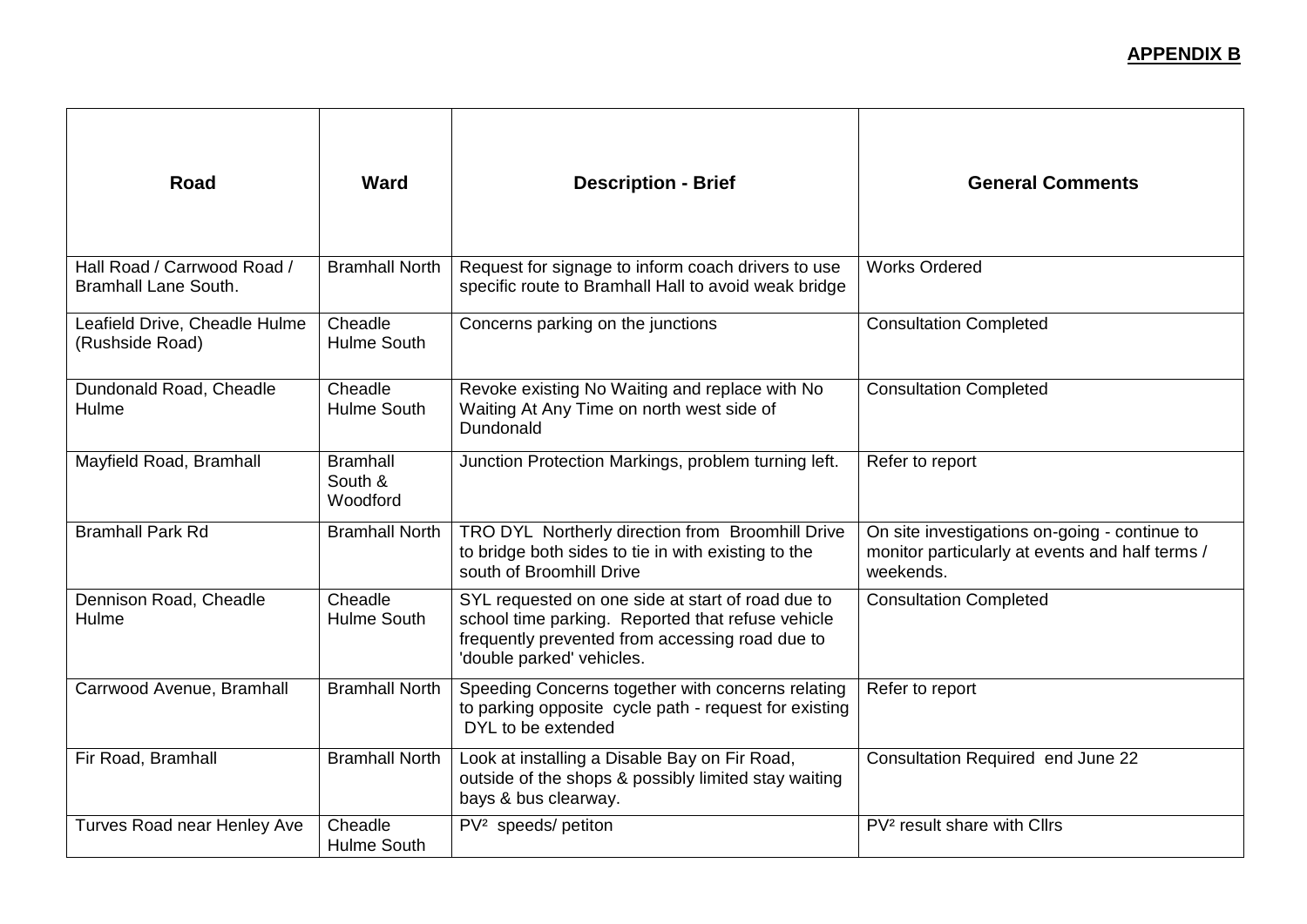**APPENDIX B**

| Road | Ward | Description - Brief | General Comments |
|---|---|---|---|
| Hall Road / Carrwood Road / Bramhall Lane South. | Bramhall North | Request for signage to inform coach drivers to use specific route to Bramhall Hall to avoid weak bridge | Works Ordered |
| Leafield Drive, Cheadle Hulme (Rushside Road) | Cheadle Hulme South | Concerns parking on the junctions | Consultation Completed |
| Dundonald Road, Cheadle Hulme | Cheadle Hulme South | Revoke existing No Waiting and replace with No Waiting At Any Time on north west side of Dundonald | Consultation Completed |
| Mayfield Road, Bramhall | Bramhall South & Woodford | Junction Protection Markings, problem turning left. | Refer to report |
| Bramhall Park Rd | Bramhall North | TRO DYL Northerly direction from Broomhill Drive to bridge both sides to tie in with existing to the south of Broomhill Drive | On site investigations on-going - continue to monitor particularly at events and half terms / weekends. |
| Dennison Road, Cheadle Hulme | Cheadle Hulme South | SYL requested on one side at start of road due to school time parking. Reported that refuse vehicle frequently prevented from accessing road due to 'double parked' vehicles. | Consultation Completed |
| Carrwood Avenue, Bramhall | Bramhall North | Speeding Concerns together with concerns relating to parking opposite cycle path - request for existing DYL to be extended | Refer to report |
| Fir Road, Bramhall | Bramhall North | Look at installing a Disable Bay on Fir Road, outside of the shops & possibly limited stay waiting bays & bus clearway. | Consultation Required end June 22 |
| Turves Road near Henley Ave | Cheadle Hulme South | $PV^2$ speeds/ petiton | $PV^2$ result share with Cllrs |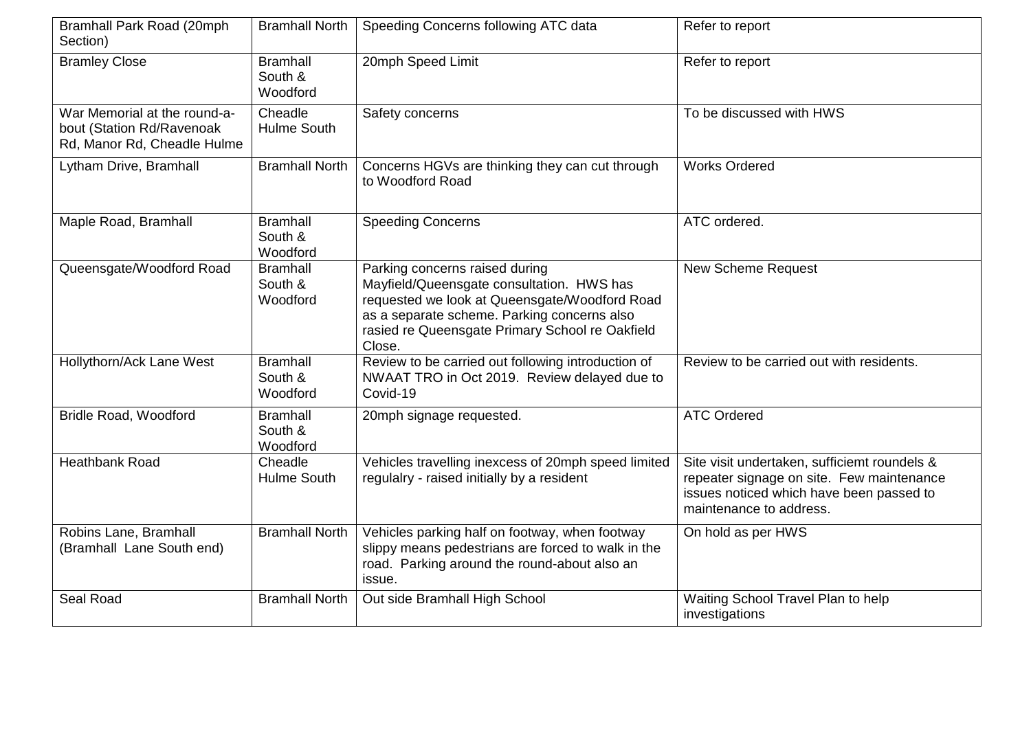| | | | |
|---|---|---|---|
| Bramhall Park Road (20mph Section) | Bramhall North | Speeding Concerns following ATC data | Refer to report |
| Bramley Close | Bramhall South & Woodford | 20mph Speed Limit | Refer to report |
| War Memorial at the round-a-bout (Station Rd/Ravenoak Rd, Manor Rd, Cheadle Hulme | Cheadle Hulme South | Safety concerns | To be discussed with HWS |
| Lytham Drive, Bramhall | Bramhall North | Concerns HGVs are thinking they can cut through to Woodford Road | Works Ordered |
| Maple Road, Bramhall | Bramhall South & Woodford | Speeding Concerns | ATC ordered. |
| Queensgate/Woodford Road | Bramhall South & Woodford | Parking concerns raised during Mayfield/Queensgate consultation. HWS has requested we look at Queensgate/Woodford Road as a separate scheme. Parking concerns also rasied re Queensgate Primary School re Oakfield Close. | New Scheme Request |
| Hollythorn/Ack Lane West | Bramhall South & Woodford | Review to be carried out following introduction of NWAAT TRO in Oct 2019. Review delayed due to Covid-19 | Review to be carried out with residents. |
| Bridle Road, Woodford | Bramhall South & Woodford | 20mph signage requested. | ATC Ordered |
| Heathbank Road | Cheadle Hulme South | Vehicles travelling inexcess of 20mph speed limited regulalry - raised initially by a resident | Site visit undertaken, sufficiemt roundels & repeater signage on site. Few maintenance issues noticed which have been passed to maintenance to address. |
| Robins Lane, Bramhall (Bramhall Lane South end) | Bramhall North | Vehicles parking half on footway, when footway slippy means pedestrians are forced to walk in the road. Parking around the round-about also an issue. | On hold as per HWS |
| Seal Road | Bramhall North | Out side Bramhall High School | Waiting School Travel Plan to help investigations |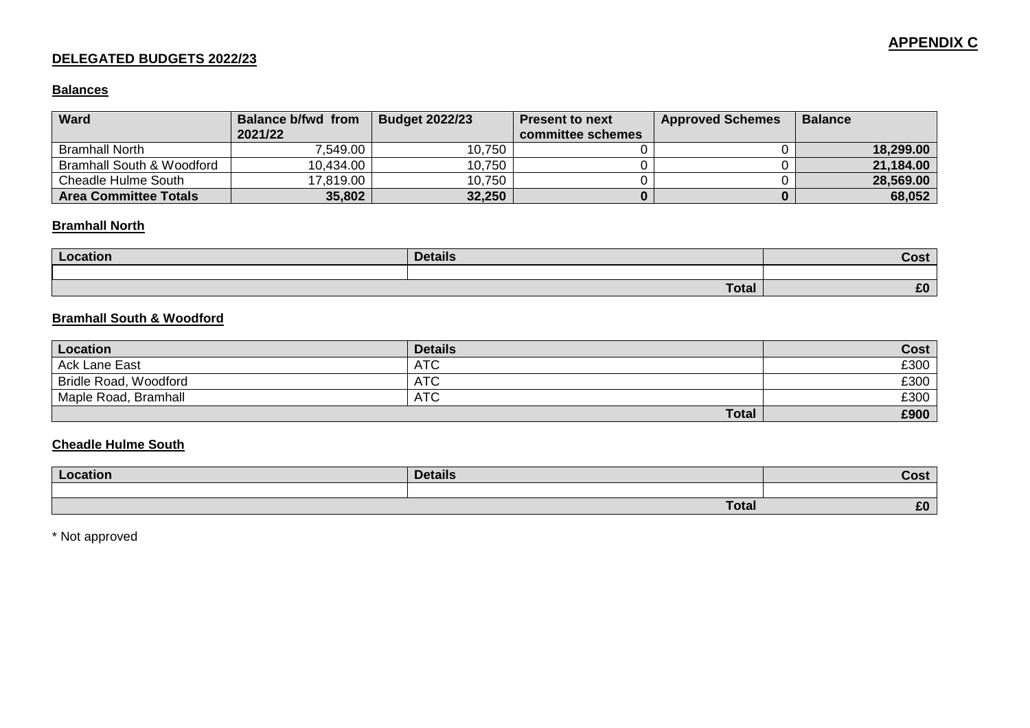**APPENDIX C**

**DELEGATED BUDGETS 2022/23**

**Balances**

| Ward | Balance b/fwd from 2021/22 | Budget 2022/23 | Present to next committee schemes | Approved Schemes | Balance |
|---|---|---|---|---|---|
| Bramhall North | 7,549.00 | 10,750 | 0 | 0 | **18,299.00** |
| Bramhall South & Woodford | 10,434.00 | 10,750 | 0 | 0 | **21,184.00** |
| Cheadle Hulme South | 17,819.00 | 10,750 | 0 | 0 | **28,569.00** |
| **Area Committee Totals** | **35,802** | **32,250** | **0** | **0** | **68,052** |

**Bramhall North**

| Location | Details | Cost |
|---|---|---|
| | | |
| | **Total** | **£0** |

**Bramhall South & Woodford**

| Location | Details | Cost |
|---|---|---|
| Ack Lane East | ATC | £300 |
| Bridle Road, Woodford | ATC | £300 |
| Maple Road, Bramhall | ATC | £300 |
| | **Total** | **£900** |

**Cheadle Hulme South**

| Location | Details | Cost |
|---|---|---|
| | | |
| | **Total** | **£0** |

* Not approved